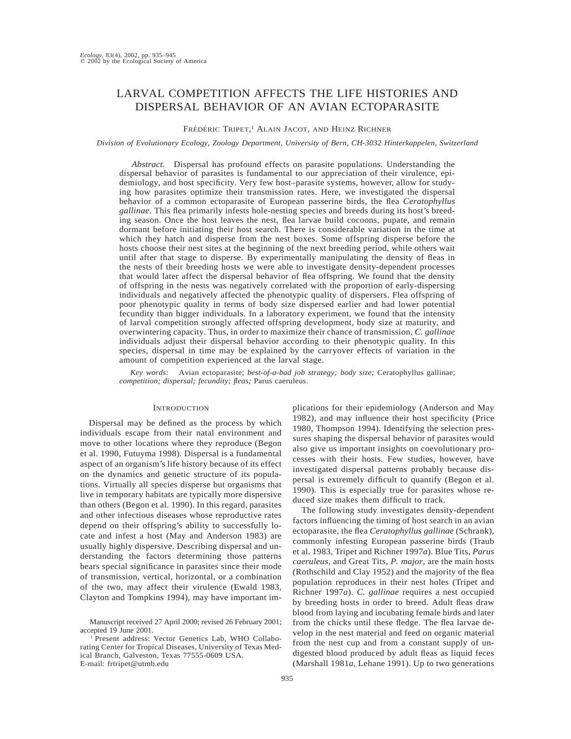# LARVAL COMPETITION AFFECTS THE LIFE HISTORIES AND DISPERSAL BEHAVIOR OF AN AVIAN ECTOPARASITE

Frédéric Tripet,[1] Alain Jacot, and Heinz Richner

*Division of Evolutionary Ecology, Zoology Department, University of Bern, CH-3032 Hinterkappelen, Switzerland*

*Abstract.* Dispersal has profound effects on parasite populations. Understanding the dispersal behavior of parasites is fundamental to our appreciation of their virulence, epidemiology, and host specificity. Very few host–parasite systems, however, allow for studying how parasites optimize their transmission rates. Here, we investigated the dispersal behavior of a common ectoparasite of European passerine birds, the flea *Ceratophyllus gallinae*. This flea primarily infests hole-nesting species and breeds during its host's breeding season. Once the host leaves the nest, flea larvae build cocoons, pupate, and remain dormant before initiating their host search. There is considerable variation in the time at which they hatch and disperse from the nest boxes. Some offspring disperse before the hosts choose their nest sites at the beginning of the next breeding period, while others wait until after that stage to disperse. By experimentally manipulating the density of fleas in the nests of their breeding hosts we were able to investigate density-dependent processes that would later affect the dispersal behavior of flea offspring. We found that the density of offspring in the nests was negatively correlated with the proportion of early-dispersing individuals and negatively affected the phenotypic quality of dispersers. Flea offspring of poor phenotypic quality in terms of body size dispersed earlier and had lower potential fecundity than bigger individuals. In a laboratory experiment, we found that the intensity of larval competition strongly affected offspring development, body size at maturity, and overwintering capacity. Thus, in order to maximize their chance of transmission, *C. gallinae* individuals adjust their dispersal behavior according to their phenotypic quality. In this species, dispersal in time may be explained by the carryover effects of variation in the amount of competition experienced at the larval stage.

*Key words:* Avian ectoparasite; *best-of-a-bad job strategy; body size;* Ceratophyllus gallinae; *competition; dispersal; fecundity; fleas;* Parus caeruleus.

## Introduction

Dispersal may be defined as the process by which individuals escape from their natal environment and move to other locations where they reproduce (Begon et al. 1990, Futuyma 1998). Dispersal is a fundamental aspect of an organism's life history because of its effect on the dynamics and genetic structure of its populations. Virtually all species disperse but organisms that live in temporary habitats are typically more dispersive than others (Begon et al. 1990). In this regard, parasites and other infectious diseases whose reproductive rates depend on their offspring's ability to successfully locate and infest a host (May and Anderson 1983) are usually highly dispersive. Describing dispersal and understanding the factors determining those patterns bears special significance in parasites since their mode of transmission, vertical, horizontal, or a combination of the two, may affect their virulence (Ewald 1983, Clayton and Tompkins 1994), may have important implications for their epidemiology (Anderson and May 1982), and may influence their host specificity (Price 1980, Thompson 1994). Identifying the selection pressures shaping the dispersal behavior of parasites would also give us important insights on coevolutionary processes with their hosts. Few studies, however, have investigated dispersal patterns probably because dispersal is extremely difficult to quantify (Begon et al. 1990). This is especially true for parasites whose reduced size makes them difficult to track.

The following study investigates density-dependent factors influencing the timing of host search in an avian ectoparasite, the flea *Ceratophyllus gallinae* (Schrank), commonly infesting European passerine birds (Traub et al. 1983, Tripet and Richner 1997*a*). Blue Tits, *Parus caeruleus*, and Great Tits, *P. major*, are the main hosts (Rothschild and Clay 1952) and the majority of the flea population reproduces in their nest holes (Tripet and Richner 1997*a*). *C. gallinae* requires a nest occupied by breeding hosts in order to breed. Adult fleas draw blood from laying and incubating female birds and later from the chicks until these fledge. The flea larvae develop in the nest material and feed on organic material from the nest cup and from a constant supply of undigested blood produced by adult fleas as liquid feces (Marshall 1981*a*, Lehane 1991). Up to two generations

Manuscript received 27 April 2000; revised 26 February 2001; accepted 19 June 2001.

[1] Present address: Vector Genetics Lab, WHO Collaborating Center for Tropical Diseases, University of Texas Medical Branch, Galveston, Texas 77555-0609 USA. E-mail: frtripet@utmb.edu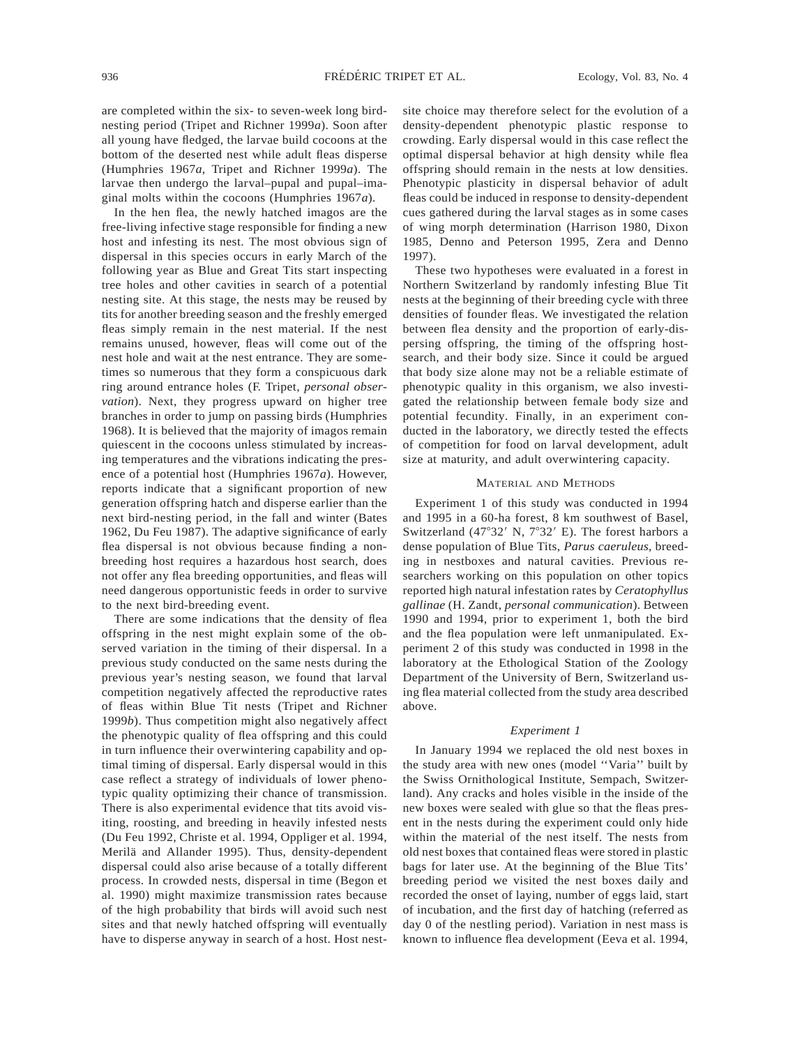are completed within the six- to seven-week long bird-nesting period (Tripet and Richner 1999*a*). Soon after all young have fledged, the larvae build cocoons at the bottom of the deserted nest while adult fleas disperse (Humphries 1967*a*, Tripet and Richner 1999*a*). The larvae then undergo the larval–pupal and pupal–imaginal molts within the cocoons (Humphries 1967*a*).

In the hen flea, the newly hatched imagos are the free-living infective stage responsible for finding a new host and infesting its nest. The most obvious sign of dispersal in this species occurs in early March of the following year as Blue and Great Tits start inspecting tree holes and other cavities in search of a potential nesting site. At this stage, the nests may be reused by tits for another breeding season and the freshly emerged fleas simply remain in the nest material. If the nest remains unused, however, fleas will come out of the nest hole and wait at the nest entrance. They are sometimes so numerous that they form a conspicuous dark ring around entrance holes (F. Tripet, *personal observation*). Next, they progress upward on higher tree branches in order to jump on passing birds (Humphries 1968). It is believed that the majority of imagos remain quiescent in the cocoons unless stimulated by increasing temperatures and the vibrations indicating the presence of a potential host (Humphries 1967*a*). However, reports indicate that a significant proportion of new generation offspring hatch and disperse earlier than the next bird-nesting period, in the fall and winter (Bates 1962, Du Feu 1987). The adaptive significance of early flea dispersal is not obvious because finding a non-breeding host requires a hazardous host search, does not offer any flea breeding opportunities, and fleas will need dangerous opportunistic feeds in order to survive to the next bird-breeding event.

There are some indications that the density of flea offspring in the nest might explain some of the observed variation in the timing of their dispersal. In a previous study conducted on the same nests during the previous year's nesting season, we found that larval competition negatively affected the reproductive rates of fleas within Blue Tit nests (Tripet and Richner 1999*b*). Thus competition might also negatively affect the phenotypic quality of flea offspring and this could in turn influence their overwintering capability and optimal timing of dispersal. Early dispersal would in this case reflect a strategy of individuals of lower phenotypic quality optimizing their chance of transmission. There is also experimental evidence that tits avoid visiting, roosting, and breeding in heavily infested nests (Du Feu 1992, Christe et al. 1994, Oppliger et al. 1994, Merilä and Allander 1995). Thus, density-dependent dispersal could also arise because of a totally different process. In crowded nests, dispersal in time (Begon et al. 1990) might maximize transmission rates because of the high probability that birds will avoid such nest sites and that newly hatched offspring will eventually have to disperse anyway in search of a host. Host nest-site choice may therefore select for the evolution of a density-dependent phenotypic plastic response to crowding. Early dispersal would in this case reflect the optimal dispersal behavior at high density while flea offspring should remain in the nests at low densities. Phenotypic plasticity in dispersal behavior of adult fleas could be induced in response to density-dependent cues gathered during the larval stages as in some cases of wing morph determination (Harrison 1980, Dixon 1985, Denno and Peterson 1995, Zera and Denno 1997).

These two hypotheses were evaluated in a forest in Northern Switzerland by randomly infesting Blue Tit nests at the beginning of their breeding cycle with three densities of founder fleas. We investigated the relation between flea density and the proportion of early-dispersing offspring, the timing of the offspring host-search, and their body size. Since it could be argued that body size alone may not be a reliable estimate of phenotypic quality in this organism, we also investigated the relationship between female body size and potential fecundity. Finally, in an experiment conducted in the laboratory, we directly tested the effects of competition for food on larval development, adult size at maturity, and adult overwintering capacity.

## Material and Methods

Experiment 1 of this study was conducted in 1994 and 1995 in a 60-ha forest, 8 km southwest of Basel, Switzerland (47°32′ N, 7°32′ E). The forest harbors a dense population of Blue Tits, *Parus caeruleus*, breeding in nestboxes and natural cavities. Previous researchers working on this population on other topics reported high natural infestation rates by *Ceratophyllus gallinae* (H. Zandt, *personal communication*). Between 1990 and 1994, prior to experiment 1, both the bird and the flea population were left unmanipulated. Experiment 2 of this study was conducted in 1998 in the laboratory at the Ethological Station of the Zoology Department of the University of Bern, Switzerland using flea material collected from the study area described above.

### *Experiment 1*

In January 1994 we replaced the old nest boxes in the study area with new ones (model ''Varia'' built by the Swiss Ornithological Institute, Sempach, Switzerland). Any cracks and holes visible in the inside of the new boxes were sealed with glue so that the fleas present in the nests during the experiment could only hide within the material of the nest itself. The nests from old nest boxes that contained fleas were stored in plastic bags for later use. At the beginning of the Blue Tits' breeding period we visited the nest boxes daily and recorded the onset of laying, number of eggs laid, start of incubation, and the first day of hatching (referred as day 0 of the nestling period). Variation in nest mass is known to influence flea development (Eeva et al. 1994,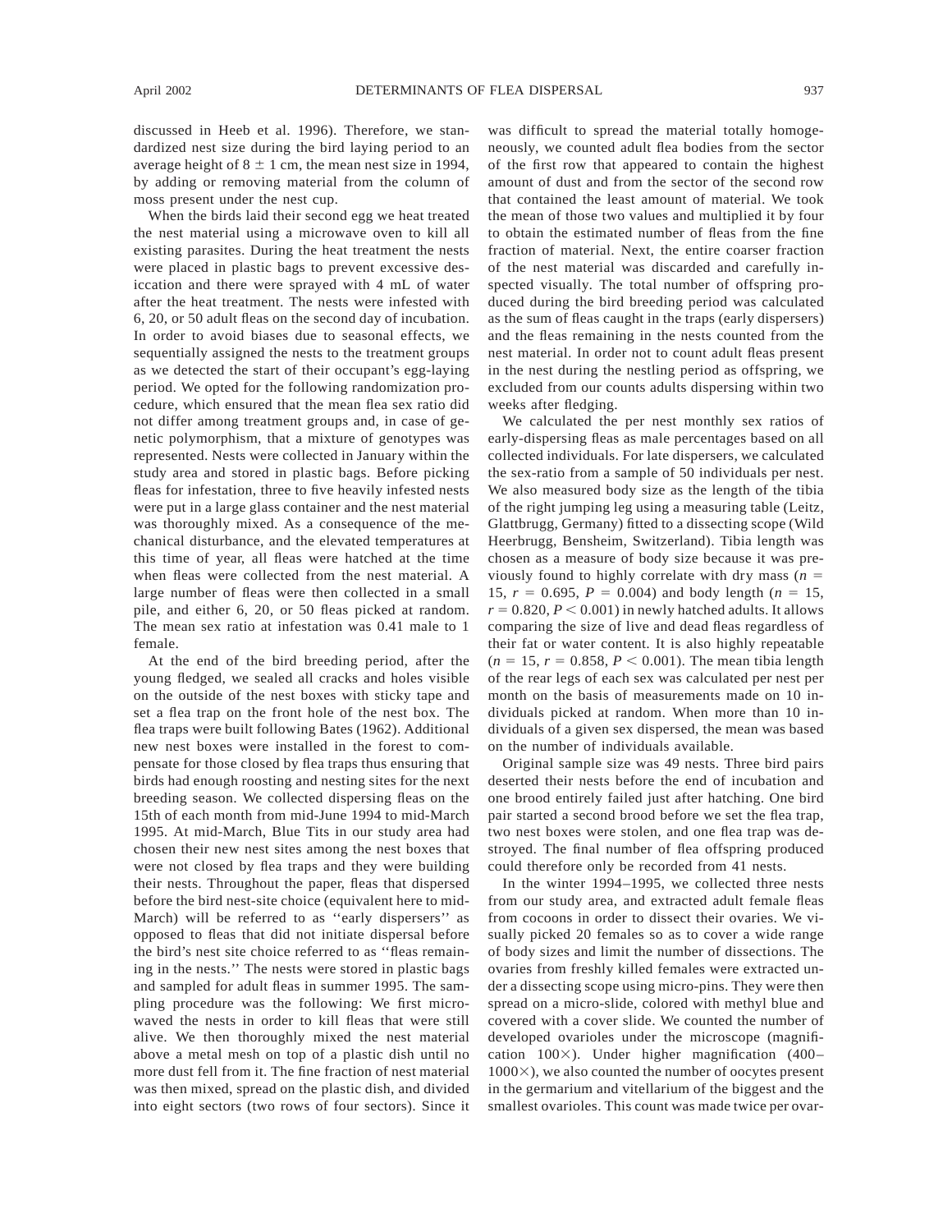discussed in Heeb et al. 1996). Therefore, we standardized nest size during the bird laying period to an average height of $8 \pm 1$ cm, the mean nest size in 1994, by adding or removing material from the column of moss present under the nest cup.

When the birds laid their second egg we heat treated the nest material using a microwave oven to kill all existing parasites. During the heat treatment the nests were placed in plastic bags to prevent excessive desiccation and there were sprayed with 4 mL of water after the heat treatment. The nests were infested with 6, 20, or 50 adult fleas on the second day of incubation. In order to avoid biases due to seasonal effects, we sequentially assigned the nests to the treatment groups as we detected the start of their occupant's egg-laying period. We opted for the following randomization procedure, which ensured that the mean flea sex ratio did not differ among treatment groups and, in case of genetic polymorphism, that a mixture of genotypes was represented. Nests were collected in January within the study area and stored in plastic bags. Before picking fleas for infestation, three to five heavily infested nests were put in a large glass container and the nest material was thoroughly mixed. As a consequence of the mechanical disturbance, and the elevated temperatures at this time of year, all fleas were hatched at the time when fleas were collected from the nest material. A large number of fleas were then collected in a small pile, and either 6, 20, or 50 fleas picked at random. The mean sex ratio at infestation was 0.41 male to 1 female.

At the end of the bird breeding period, after the young fledged, we sealed all cracks and holes visible on the outside of the nest boxes with sticky tape and set a flea trap on the front hole of the nest box. The flea traps were built following Bates (1962). Additional new nest boxes were installed in the forest to compensate for those closed by flea traps thus ensuring that birds had enough roosting and nesting sites for the next breeding season. We collected dispersing fleas on the 15th of each month from mid-June 1994 to mid-March 1995. At mid-March, Blue Tits in our study area had chosen their new nest sites among the nest boxes that were not closed by flea traps and they were building their nests. Throughout the paper, fleas that dispersed before the bird nest-site choice (equivalent here to mid-March) will be referred to as ''early dispersers'' as opposed to fleas that did not initiate dispersal before the bird's nest site choice referred to as ''fleas remaining in the nests.'' The nests were stored in plastic bags and sampled for adult fleas in summer 1995. The sampling procedure was the following: We first microwaved the nests in order to kill fleas that were still alive. We then thoroughly mixed the nest material above a metal mesh on top of a plastic dish until no more dust fell from it. The fine fraction of nest material was then mixed, spread on the plastic dish, and divided into eight sectors (two rows of four sectors). Since it was difficult to spread the material totally homogeneously, we counted adult flea bodies from the sector of the first row that appeared to contain the highest amount of dust and from the sector of the second row that contained the least amount of material. We took the mean of those two values and multiplied it by four to obtain the estimated number of fleas from the fine fraction of material. Next, the entire coarser fraction of the nest material was discarded and carefully inspected visually. The total number of offspring produced during the bird breeding period was calculated as the sum of fleas caught in the traps (early dispersers) and the fleas remaining in the nests counted from the nest material. In order not to count adult fleas present in the nest during the nestling period as offspring, we excluded from our counts adults dispersing within two weeks after fledging.

We calculated the per nest monthly sex ratios of early-dispersing fleas as male percentages based on all collected individuals. For late dispersers, we calculated the sex-ratio from a sample of 50 individuals per nest. We also measured body size as the length of the tibia of the right jumping leg using a measuring table (Leitz, Glattbrugg, Germany) fitted to a dissecting scope (Wild Heerbrugg, Bensheim, Switzerland). Tibia length was chosen as a measure of body size because it was previously found to highly correlate with dry mass ($n$ = 15, $r$ = 0.695, $P$ = 0.004) and body length ($n$ = 15, $r$ = 0.820, $P < 0.001$) in newly hatched adults. It allows comparing the size of live and dead fleas regardless of their fat or water content. It is also highly repeatable ($n$ = 15, $r$ = 0.858, $P < 0.001$). The mean tibia length of the rear legs of each sex was calculated per nest per month on the basis of measurements made on 10 individuals picked at random. When more than 10 individuals of a given sex dispersed, the mean was based on the number of individuals available.

Original sample size was 49 nests. Three bird pairs deserted their nests before the end of incubation and one brood entirely failed just after hatching. One bird pair started a second brood before we set the flea trap, two nest boxes were stolen, and one flea trap was destroyed. The final number of flea offspring produced could therefore only be recorded from 41 nests.

In the winter 1994–1995, we collected three nests from our study area, and extracted adult female fleas from cocoons in order to dissect their ovaries. We visually picked 20 females so as to cover a wide range of body sizes and limit the number of dissections. The ovaries from freshly killed females were extracted under a dissecting scope using micro-pins. They were then spread on a micro-slide, colored with methyl blue and covered with a cover slide. We counted the number of developed ovarioles under the microscope (magnification 100×). Under higher magnification (400–1000×), we also counted the number of oocytes present in the germarium and vitellarium of the biggest and the smallest ovarioles. This count was made twice per ovar-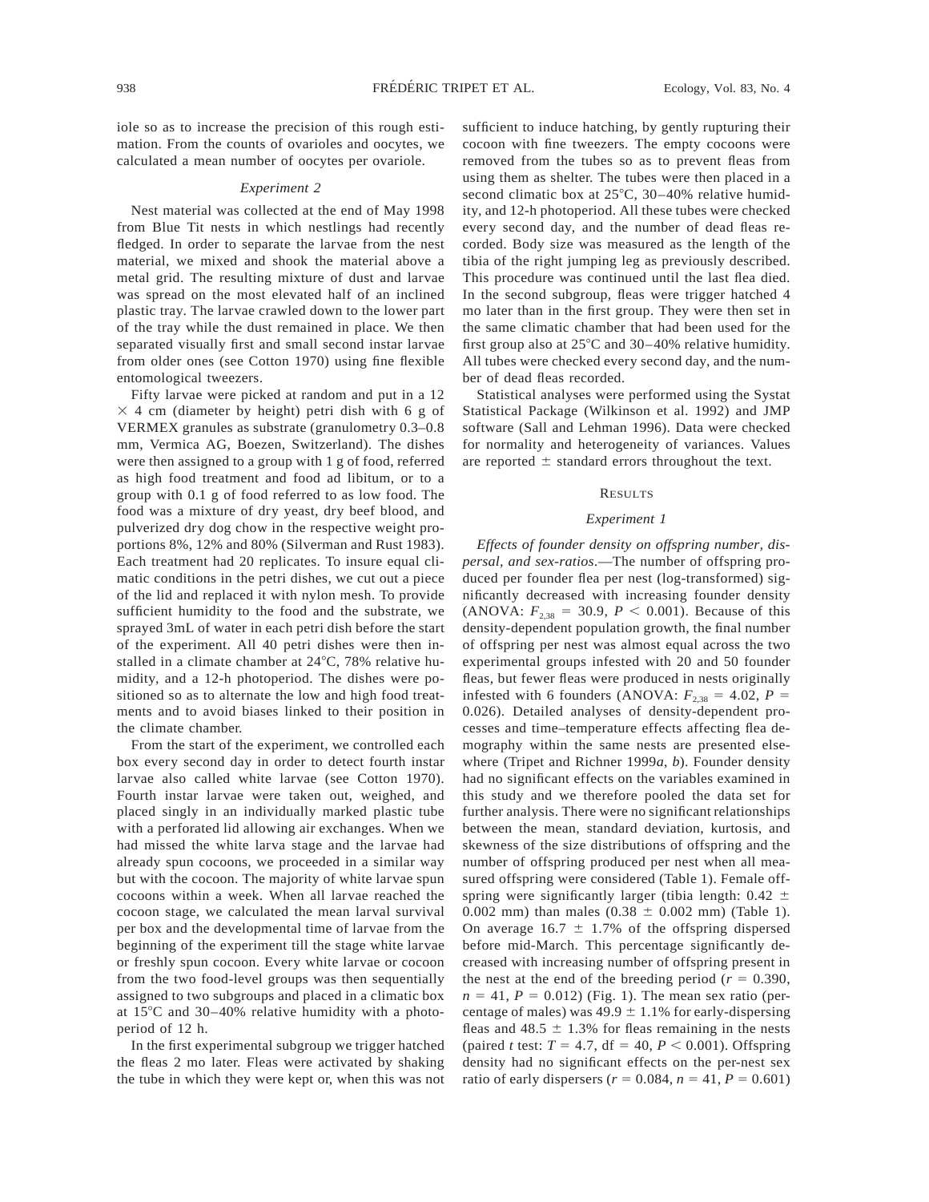iole so as to increase the precision of this rough estimation. From the counts of ovarioles and oocytes, we calculated a mean number of oocytes per ovariole.

### *Experiment 2*

Nest material was collected at the end of May 1998 from Blue Tit nests in which nestlings had recently fledged. In order to separate the larvae from the nest material, we mixed and shook the material above a metal grid. The resulting mixture of dust and larvae was spread on the most elevated half of an inclined plastic tray. The larvae crawled down to the lower part of the tray while the dust remained in place. We then separated visually first and small second instar larvae from older ones (see Cotton 1970) using fine flexible entomological tweezers.

Fifty larvae were picked at random and put in a 12 × 4 cm (diameter by height) petri dish with 6 g of VERMEX granules as substrate (granulometry 0.3–0.8 mm, Vermica AG, Boezen, Switzerland). The dishes were then assigned to a group with 1 g of food, referred as high food treatment and food ad libitum, or to a group with 0.1 g of food referred to as low food. The food was a mixture of dry yeast, dry beef blood, and pulverized dry dog chow in the respective weight proportions 8%, 12% and 80% (Silverman and Rust 1983). Each treatment had 20 replicates. To insure equal climatic conditions in the petri dishes, we cut out a piece of the lid and replaced it with nylon mesh. To provide sufficient humidity to the food and the substrate, we sprayed 3mL of water in each petri dish before the start of the experiment. All 40 petri dishes were then installed in a climate chamber at 24°C, 78% relative humidity, and a 12-h photoperiod. The dishes were positioned so as to alternate the low and high food treatments and to avoid biases linked to their position in the climate chamber.

From the start of the experiment, we controlled each box every second day in order to detect fourth instar larvae also called white larvae (see Cotton 1970). Fourth instar larvae were taken out, weighed, and placed singly in an individually marked plastic tube with a perforated lid allowing air exchanges. When we had missed the white larva stage and the larvae had already spun cocoons, we proceeded in a similar way but with the cocoon. The majority of white larvae spun cocoons within a week. When all larvae reached the cocoon stage, we calculated the mean larval survival per box and the developmental time of larvae from the beginning of the experiment till the stage white larvae or freshly spun cocoon. Every white larvae or cocoon from the two food-level groups was then sequentially assigned to two subgroups and placed in a climatic box at 15°C and 30–40% relative humidity with a photoperiod of 12 h.

In the first experimental subgroup we trigger hatched the fleas 2 mo later. Fleas were activated by shaking the tube in which they were kept or, when this was not sufficient to induce hatching, by gently rupturing their cocoon with fine tweezers. The empty cocoons were removed from the tubes so as to prevent fleas from using them as shelter. The tubes were then placed in a second climatic box at 25°C, 30–40% relative humidity, and 12-h photoperiod. All these tubes were checked every second day, and the number of dead fleas recorded. Body size was measured as the length of the tibia of the right jumping leg as previously described. This procedure was continued until the last flea died. In the second subgroup, fleas were trigger hatched 4 mo later than in the first group. They were then set in the same climatic chamber that had been used for the first group also at 25°C and 30–40% relative humidity. All tubes were checked every second day, and the number of dead fleas recorded.

Statistical analyses were performed using the Systat Statistical Package (Wilkinson et al. 1992) and JMP software (Sall and Lehman 1996). Data were checked for normality and heterogeneity of variances. Values are reported ± standard errors throughout the text.

## Results

### *Experiment 1*

*Effects of founder density on offspring number, dispersal, and sex-ratios*.—The number of offspring produced per founder flea per nest (log-transformed) significantly decreased with increasing founder density (ANOVA: $F_{2,38} = 30.9$, $P < 0.001$). Because of this density-dependent population growth, the final number of offspring per nest was almost equal across the two experimental groups infested with 20 and 50 founder fleas, but fewer fleas were produced in nests originally infested with 6 founders (ANOVA: $F_{2,38} = 4.02$, $P = 0.026$). Detailed analyses of density-dependent processes and time–temperature effects affecting flea demography within the same nests are presented elsewhere (Tripet and Richner 1999*a*, *b*). Founder density had no significant effects on the variables examined in this study and we therefore pooled the data set for further analysis. There were no significant relationships between the mean, standard deviation, kurtosis, and skewness of the size distributions of offspring and the number of offspring produced per nest when all measured offspring were considered (Table 1). Female offspring were significantly larger (tibia length: 0.42 ± 0.002 mm) than males (0.38 ± 0.002 mm) (Table 1). On average 16.7 ± 1.7% of the offspring dispersed before mid-March. This percentage significantly decreased with increasing number of offspring present in the nest at the end of the breeding period ($r = 0.390$, $n = 41$, $P = 0.012$) (Fig. 1). The mean sex ratio (percentage of males) was 49.9 ± 1.1% for early-dispersing fleas and 48.5 ± 1.3% for fleas remaining in the nests (paired *t* test: $T = 4.7$, df = 40, $P < 0.001$). Offspring density had no significant effects on the per-nest sex ratio of early dispersers ($r = 0.084$, $n = 41$, $P = 0.601$)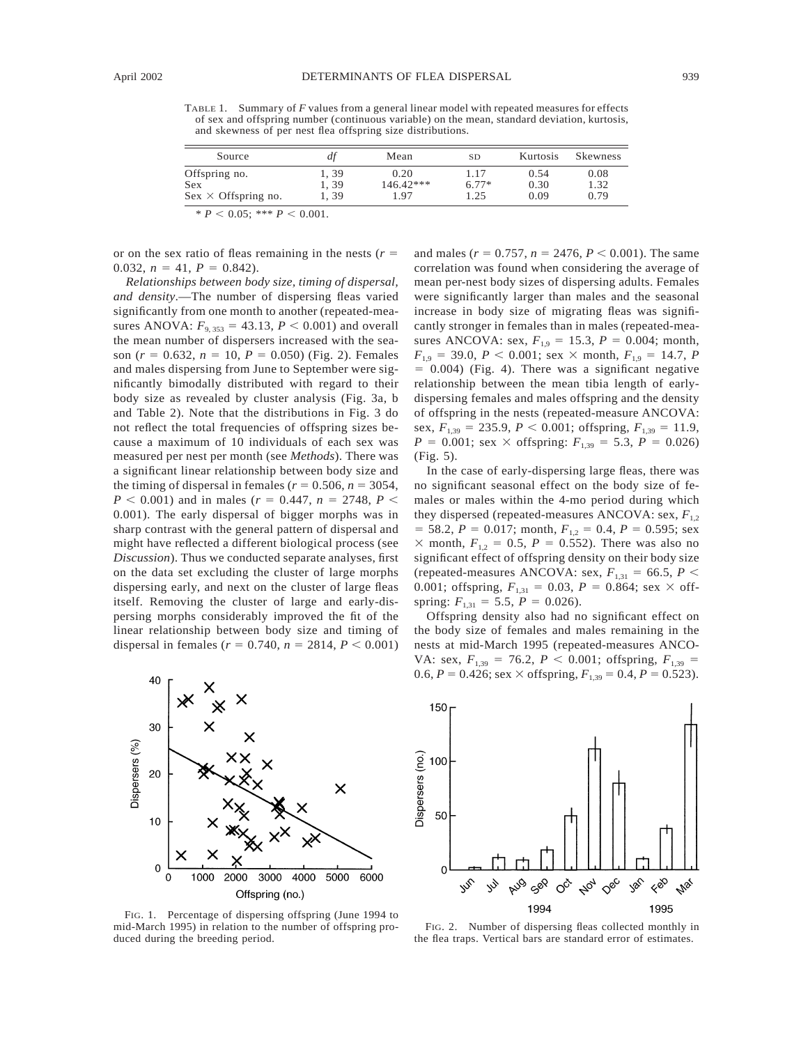TABLE 1. Summary of $F$ values from a general linear model with repeated measures for effects of sex and offspring number (continuous variable) on the mean, standard deviation, kurtosis, and skewness of per nest flea offspring size distributions.

| Source | *df* | Mean | SD | Kurtosis | Skewness |
|---|---|---|---|---|---|
| Offspring no. | 1, 39 | 0.20 | 1.17 | 0.54 | 0.08 |
| Sex | 1, 39 | 146.42*** | 6.77* | 0.30 | 1.32 |
| Sex × Offspring no. | 1, 39 | 1.97 | 1.25 | 0.09 | 0.79 |

* $P < 0.05$; *** $P < 0.001$.

or on the sex ratio of fleas remaining in the nests ($r = 0.032$, $n = 41$, $P = 0.842$).

*Relationships between body size, timing of dispersal, and density.*—The number of dispersing fleas varied significantly from one month to another (repeated-measures ANOVA: $F_{9, 353} = 43.13$, $P < 0.001$) and overall the mean number of dispersers increased with the season ($r = 0.632$, $n = 10$, $P = 0.050$) (Fig. 2). Females and males dispersing from June to September were significantly bimodally distributed with regard to their body size as revealed by cluster analysis (Fig. 3a, b and Table 2). Note that the distributions in Fig. 3 do not reflect the total frequencies of offspring sizes because a maximum of 10 individuals of each sex was measured per nest per month (see *Methods*). There was a significant linear relationship between body size and the timing of dispersal in females ($r = 0.506$, $n = 3054$, $P < 0.001$) and in males ($r = 0.447$, $n = 2748$, $P < 0.001$). The early dispersal of bigger morphs was in sharp contrast with the general pattern of dispersal and might have reflected a different biological process (see *Discussion*). Thus we conducted separate analyses, first on the data set excluding the cluster of large morphs dispersing early, and next on the cluster of large fleas itself. Removing the cluster of large and early-dispersing morphs considerably improved the fit of the linear relationship between body size and timing of dispersal in females ($r = 0.740$, $n = 2814$, $P < 0.001$) and males ($r = 0.757$, $n = 2476$, $P < 0.001$). The same correlation was found when considering the average of mean per-nest body sizes of dispersing adults. Females were significantly larger than males and the seasonal increase in body size of migrating fleas was significantly stronger in females than in males (repeated-measures ANCOVA: sex, $F_{1,9} = 15.3$, $P = 0.004$; month, $F_{1,9} = 39.0$, $P < 0.001$; sex × month, $F_{1,9} = 14.7$, $P = 0.004$) (Fig. 4). There was a significant negative relationship between the mean tibia length of early-dispersing females and males offspring and the density of offspring in the nests (repeated-measure ANCOVA: sex, $F_{1,39} = 235.9$, $P < 0.001$; offspring, $F_{1,39} = 11.9$, $P = 0.001$; sex × offspring: $F_{1,39} = 5.3$, $P = 0.026$) (Fig. 5).

In the case of early-dispersing large fleas, there was no significant seasonal effect on the body size of females or males within the 4-mo period during which they dispersed (repeated-measures ANCOVA: sex, $F_{1,2} = 58.2$, $P = 0.017$; month, $F_{1,2} = 0.4$, $P = 0.595$; sex × month, $F_{1,2} = 0.5$, $P = 0.552$). There was also no significant effect of offspring density on their body size (repeated-measures ANCOVA: sex, $F_{1,31} = 66.5$, $P < 0.001$; offspring, $F_{1,31} = 0.03$, $P = 0.864$; sex × offspring: $F_{1,31} = 5.5$, $P = 0.026$).

Offspring density also had no significant effect on the body size of females and males remaining in the nests at mid-March 1995 (repeated-measures ANCOVA: sex, $F_{1,39} = 76.2$, $P < 0.001$; offspring, $F_{1,39} = 0.6$, $P = 0.426$; sex × offspring, $F_{1,39} = 0.4$, $P = 0.523$).

FIG. 1. Percentage of dispersing offspring (June 1994 to mid-March 1995) in relation to the number of offspring produced during the breeding period.

FIG. 2. Number of dispersing fleas collected monthly in the flea traps. Vertical bars are standard error of estimates.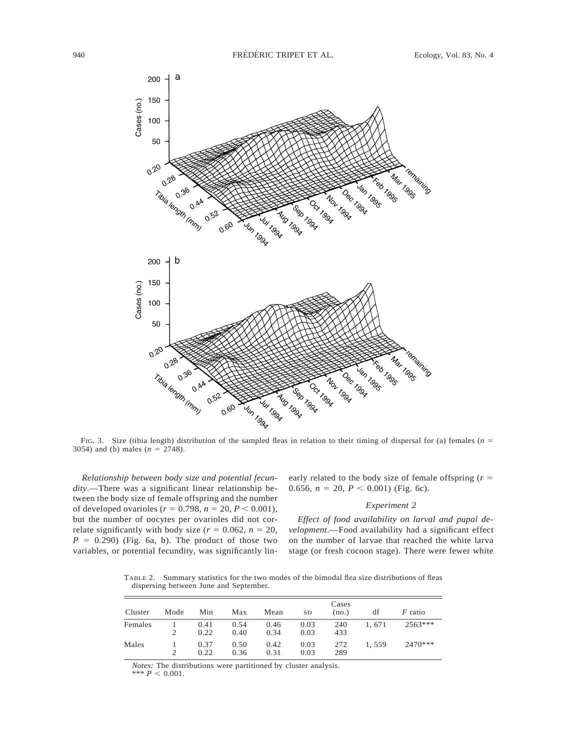FIG. 3. Size (tibia length) distribution of the sampled fleas in relation to their timing of dispersal for (a) females ($n$ = 3054) and (b) males ($n$ = 2748).

*Relationship between body size and potential fecundity*.—There was a significant linear relationship between the body size of female offspring and the number of developed ovarioles ($r = 0.798$, $n = 20$, $P < 0.001$), but the number of oocytes per ovarioles did not correlate significantly with body size ($r = 0.062$, $n = 20$, $P = 0.290$) (Fig. 6a, b). The product of those two variables, or potential fecundity, was significantly linearly related to the body size of female offspring ($r = 0.656$, $n = 20$, $P < 0.001$) (Fig. 6c).

### *Experiment 2*

*Effect of food availability on larval and pupal development*.—Food availability had a significant effect on the number of larvae that reached the white larva stage (or fresh cocoon stage). There were fewer white

TABLE 2. Summary statistics for the two modes of the bimodal flea size distributions of fleas dispersing between June and September.

| Cluster | Mode | Min | Max | Mean | SD | Cases (no.) | df | $F$ ratio |
|---|---|---|---|---|---|---|---|---|
| Females | 1 | 0.41 | 0.54 | 0.46 | 0.03 | 240 | 1, 671 | 2563*** |
| | 2 | 0.22 | 0.40 | 0.34 | 0.03 | 433 | | |
| Males | 1 | 0.37 | 0.50 | 0.42 | 0.03 | 272 | 1, 559 | 2470*** |
| | 2 | 0.22 | 0.36 | 0.31 | 0.03 | 289 | | |

*Notes:* The distributions were partitioned by cluster analysis.
*** $P < 0.001$.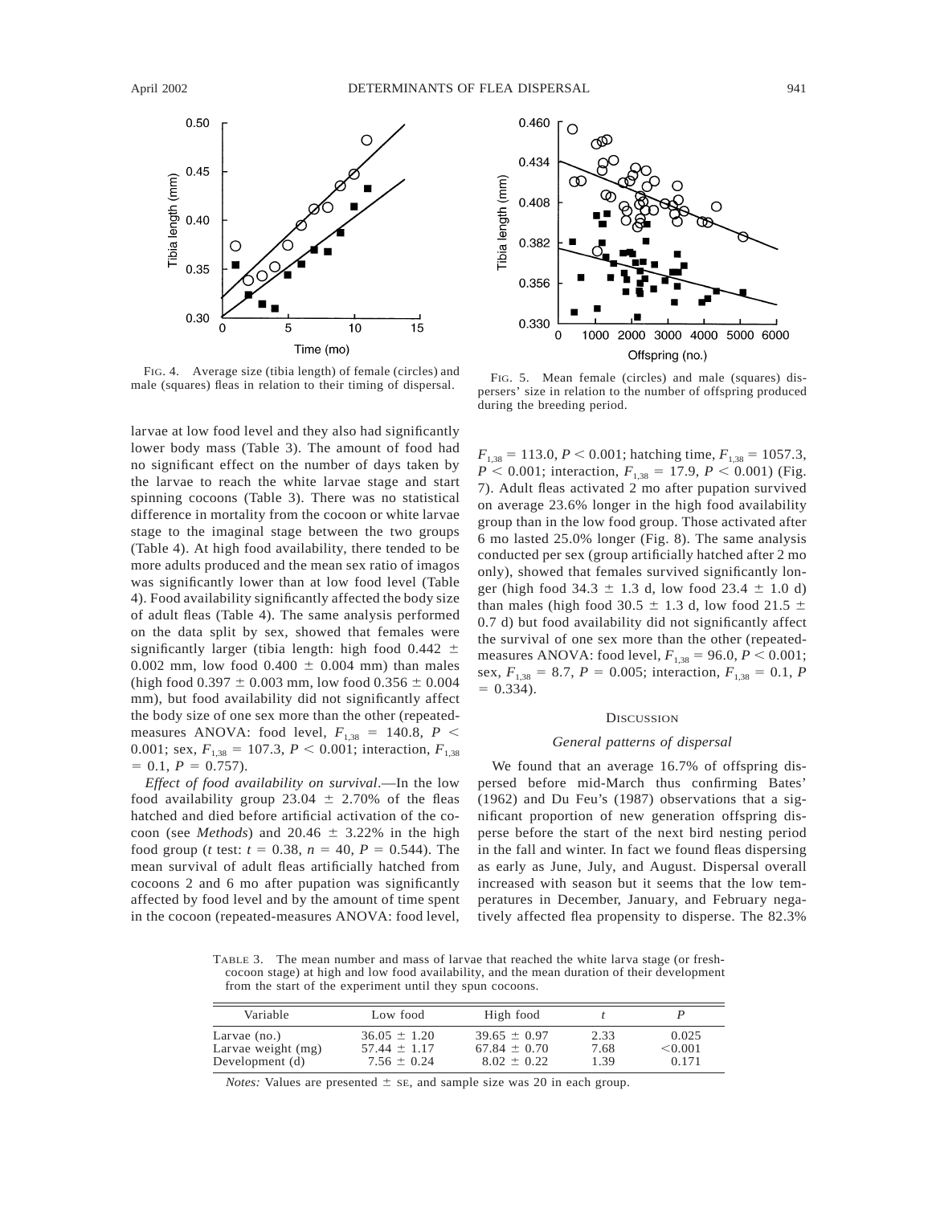FIG. 4. Average size (tibia length) of female (circles) and male (squares) fleas in relation to their timing of dispersal.

FIG. 5. Mean female (circles) and male (squares) dispersers' size in relation to the number of offspring produced during the breeding period.

larvae at low food level and they also had significantly lower body mass (Table 3). The amount of food had no significant effect on the number of days taken by the larvae to reach the white larvae stage and start spinning cocoons (Table 3). There was no statistical difference in mortality from the cocoon or white larvae stage to the imaginal stage between the two groups (Table 4). At high food availability, there tended to be more adults produced and the mean sex ratio of imagos was significantly lower than at low food level (Table 4). Food availability significantly affected the body size of adult fleas (Table 4). The same analysis performed on the data split by sex, showed that females were significantly larger (tibia length: high food 0.442 ± 0.002 mm, low food 0.400 ± 0.004 mm) than males (high food 0.397 ± 0.003 mm, low food 0.356 ± 0.004 mm), but food availability did not significantly affect the body size of one sex more than the other (repeated-measures ANOVA: food level, $F_{1,38} = 140.8$, $P < 0.001$; sex, $F_{1,38} = 107.3$, $P < 0.001$; interaction, $F_{1,38} = 0.1$, $P = 0.757$).

*Effect of food availability on survival*.—In the low food availability group 23.04 ± 2.70% of the fleas hatched and died before artificial activation of the cocoon (see *Methods*) and 20.46 ± 3.22% in the high food group (*t* test: $t = 0.38$, $n = 40$, $P = 0.544$). The mean survival of adult fleas artificially hatched from cocoons 2 and 6 mo after pupation was significantly affected by food level and by the amount of time spent in the cocoon (repeated-measures ANOVA: food level, $F_{1,38} = 113.0$, $P < 0.001$; hatching time, $F_{1,38} = 1057.3$, $P < 0.001$; interaction, $F_{1,38} = 17.9$, $P < 0.001$) (Fig. 7). Adult fleas activated 2 mo after pupation survived on average 23.6% longer in the high food availability group than in the low food group. Those activated after 6 mo lasted 25.0% longer (Fig. 8). The same analysis conducted per sex (group artificially hatched after 2 mo only), showed that females survived significantly longer (high food 34.3 ± 1.3 d, low food 23.4 ± 1.0 d) than males (high food 30.5 ± 1.3 d, low food 21.5 ± 0.7 d) but food availability did not significantly affect the survival of one sex more than the other (repeated-measures ANOVA: food level, $F_{1,38} = 96.0$, $P < 0.001$; sex, $F_{1,38} = 8.7$, $P = 0.005$; interaction, $F_{1,38} = 0.1$, $P = 0.334$).

## DISCUSSION

### *General patterns of dispersal*

We found that an average 16.7% of offspring dispersed before mid-March thus confirming Bates' (1962) and Du Feu's (1987) observations that a significant proportion of new generation offspring disperse before the start of the next bird nesting period in the fall and winter. In fact we found fleas dispersing as early as June, July, and August. Dispersal overall increased with season but it seems that the low temperatures in December, January, and February negatively affected flea propensity to disperse. The 82.3%

TABLE 3. The mean number and mass of larvae that reached the white larva stage (or fresh-cocoon stage) at high and low food availability, and the mean duration of their development from the start of the experiment until they spun cocoons.

| Variable | Low food | High food | *t* | *P* |
|---|---|---|---|---|
| Larvae (no.) | 36.05 ± 1.20 | 39.65 ± 0.97 | 2.33 | 0.025 |
| Larvae weight (mg) | 57.44 ± 1.17 | 67.84 ± 0.70 | 7.68 | <0.001 |
| Development (d) | 7.56 ± 0.24 | 8.02 ± 0.22 | 1.39 | 0.171 |

*Notes:* Values are presented ± SE, and sample size was 20 in each group.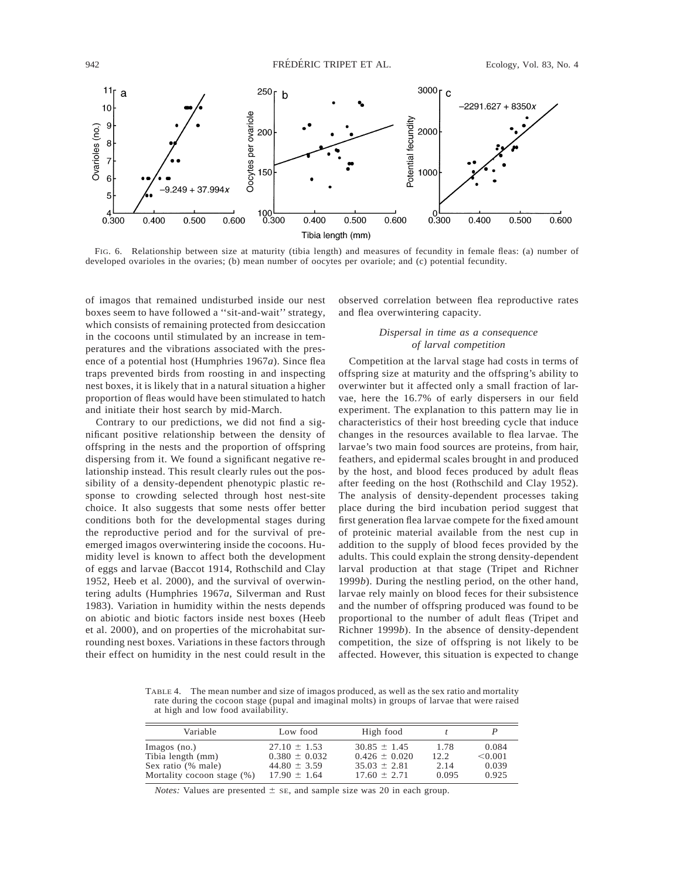FIG. 6. Relationship between size at maturity (tibia length) and measures of fecundity in female fleas: (a) number of developed ovarioles in the ovaries; (b) mean number of oocytes per ovariole; and (c) potential fecundity.

of imagos that remained undisturbed inside our nest boxes seem to have followed a ''sit-and-wait'' strategy, which consists of remaining protected from desiccation in the cocoons until stimulated by an increase in temperatures and the vibrations associated with the presence of a potential host (Humphries 1967*a*). Since flea traps prevented birds from roosting in and inspecting nest boxes, it is likely that in a natural situation a higher proportion of fleas would have been stimulated to hatch and initiate their host search by mid-March.

Contrary to our predictions, we did not find a significant positive relationship between the density of offspring in the nests and the proportion of offspring dispersing from it. We found a significant negative relationship instead. This result clearly rules out the possibility of a density-dependent phenotypic plastic response to crowding selected through host nest-site choice. It also suggests that some nests offer better conditions both for the developmental stages during the reproductive period and for the survival of pre-emerged imagos overwintering inside the cocoons. Humidity level is known to affect both the development of eggs and larvae (Baccot 1914, Rothschild and Clay 1952, Heeb et al. 2000), and the survival of overwintering adults (Humphries 1967*a*, Silverman and Rust 1983). Variation in humidity within the nests depends on abiotic and biotic factors inside nest boxes (Heeb et al. 2000), and on properties of the microhabitat surrounding nest boxes. Variations in these factors through their effect on humidity in the nest could result in the observed correlation between flea reproductive rates and flea overwintering capacity.

### *Dispersal in time as a consequence of larval competition*

Competition at the larval stage had costs in terms of offspring size at maturity and the offspring's ability to overwinter but it affected only a small fraction of larvae, here the 16.7% of early dispersers in our field experiment. The explanation to this pattern may lie in characteristics of their host breeding cycle that induce changes in the resources available to flea larvae. The larvae's two main food sources are proteins, from hair, feathers, and epidermal scales brought in and produced by the host, and blood feces produced by adult fleas after feeding on the host (Rothschild and Clay 1952). The analysis of density-dependent processes taking place during the bird incubation period suggest that first generation flea larvae compete for the fixed amount of proteinic material available from the nest cup in addition to the supply of blood feces provided by the adults. This could explain the strong density-dependent larval production at that stage (Tripet and Richner 1999*b*). During the nestling period, on the other hand, larvae rely mainly on blood feces for their subsistence and the number of offspring produced was found to be proportional to the number of adult fleas (Tripet and Richner 1999*b*). In the absence of density-dependent competition, the size of offspring is not likely to be affected. However, this situation is expected to change

TABLE 4. The mean number and size of imagos produced, as well as the sex ratio and mortality rate during the cocoon stage (pupal and imaginal molts) in groups of larvae that were raised at high and low food availability.

| Variable | Low food | High food | *t* | *P* |
|---|---|---|---|---|
| Imagos (no.) | 27.10 ± 1.53 | 30.85 ± 1.45 | 1.78 | 0.084 |
| Tibia length (mm) | 0.380 ± 0.032 | 0.426 ± 0.020 | 12.2 | <0.001 |
| Sex ratio (% male) | 44.80 ± 3.59 | 35.03 ± 2.81 | 2.14 | 0.039 |
| Mortality cocoon stage (%) | 17.90 ± 1.64 | 17.60 ± 2.71 | 0.095 | 0.925 |

*Notes:* Values are presented ± SE, and sample size was 20 in each group.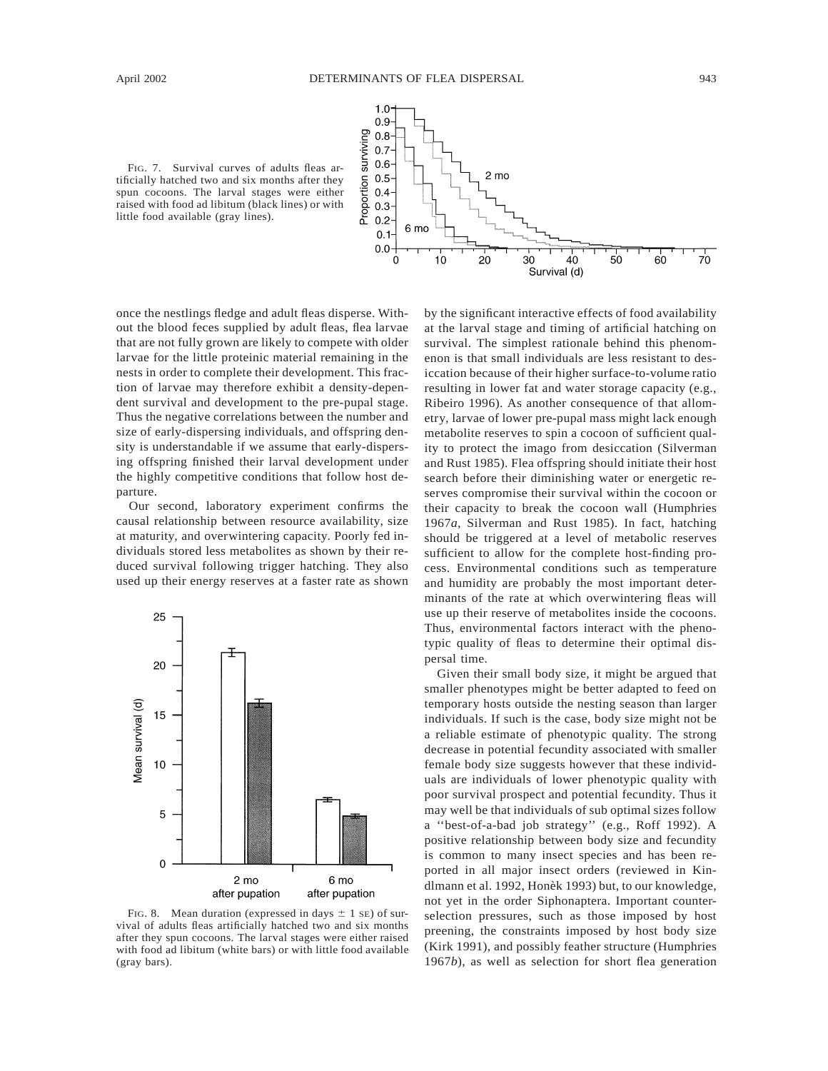FIG. 7. Survival curves of adults fleas artificially hatched two and six months after they spun cocoons. The larval stages were either raised with food ad libitum (black lines) or with little food available (gray lines).

Proportion surviving

1.0
0.9
0.8
0.7
0.6
0.5
0.4
0.3
0.2
0.1
0.0

0 10 20 30 40 50 60 70

Survival (d)

2 mo

6 mo

once the nestlings fledge and adult fleas disperse. Without the blood feces supplied by adult fleas, flea larvae that are not fully grown are likely to compete with older larvae for the little proteinic material remaining in the nests in order to complete their development. This fraction of larvae may therefore exhibit a density-dependent survival and development to the pre-pupal stage. Thus the negative correlations between the number and size of early-dispersing individuals, and offspring density is understandable if we assume that early-dispersing offspring finished their larval development under the highly competitive conditions that follow host departure.

Our second, laboratory experiment confirms the causal relationship between resource availability, size at maturity, and overwintering capacity. Poorly fed individuals stored less metabolites as shown by their reduced survival following trigger hatching. They also used up their energy reserves at a faster rate as shown by the significant interactive effects of food availability at the larval stage and timing of artificial hatching on survival. The simplest rationale behind this phenomenon is that small individuals are less resistant to desiccation because of their higher surface-to-volume ratio resulting in lower fat and water storage capacity (e.g., Ribeiro 1996). As another consequence of that allometry, larvae of lower pre-pupal mass might lack enough metabolite reserves to spin a cocoon of sufficient quality to protect the imago from desiccation (Silverman and Rust 1985). Flea offspring should initiate their host search before their diminishing water or energetic reserves compromise their survival within the cocoon or their capacity to break the cocoon wall (Humphries 1967*a*, Silverman and Rust 1985). In fact, hatching should be triggered at a level of metabolic reserves sufficient to allow for the complete host-finding process. Environmental conditions such as temperature and humidity are probably the most important determinants of the rate at which overwintering fleas will use up their reserve of metabolites inside the cocoons. Thus, environmental factors interact with the phenotypic quality of fleas to determine their optimal dispersal time.

Mean survival (d)

25
20
15
10
5
0

2 mo after pupation

6 mo after pupation

FIG. 8. Mean duration (expressed in days $\pm$ 1 SE) of survival of adults fleas artificially hatched two and six months after they spun cocoons. The larval stages were either raised with food ad libitum (white bars) or with little food available (gray bars).

Given their small body size, it might be argued that smaller phenotypes might be better adapted to feed on temporary hosts outside the nesting season than larger individuals. If such is the case, body size might not be a reliable estimate of phenotypic quality. The strong decrease in potential fecundity associated with smaller female body size suggests however that these individuals are individuals of lower phenotypic quality with poor survival prospect and potential fecundity. Thus it may well be that individuals of sub optimal sizes follow a ''best-of-a-bad job strategy'' (e.g., Roff 1992). A positive relationship between body size and fecundity is common to many insect species and has been reported in all major insect orders (reviewed in Kindlmann et al. 1992, Honěk 1993) but, to our knowledge, not yet in the order Siphonaptera. Important counterselection pressures, such as those imposed by host preening, the constraints imposed by host body size (Kirk 1991), and possibly feather structure (Humphries 1967*b*), as well as selection for short flea generation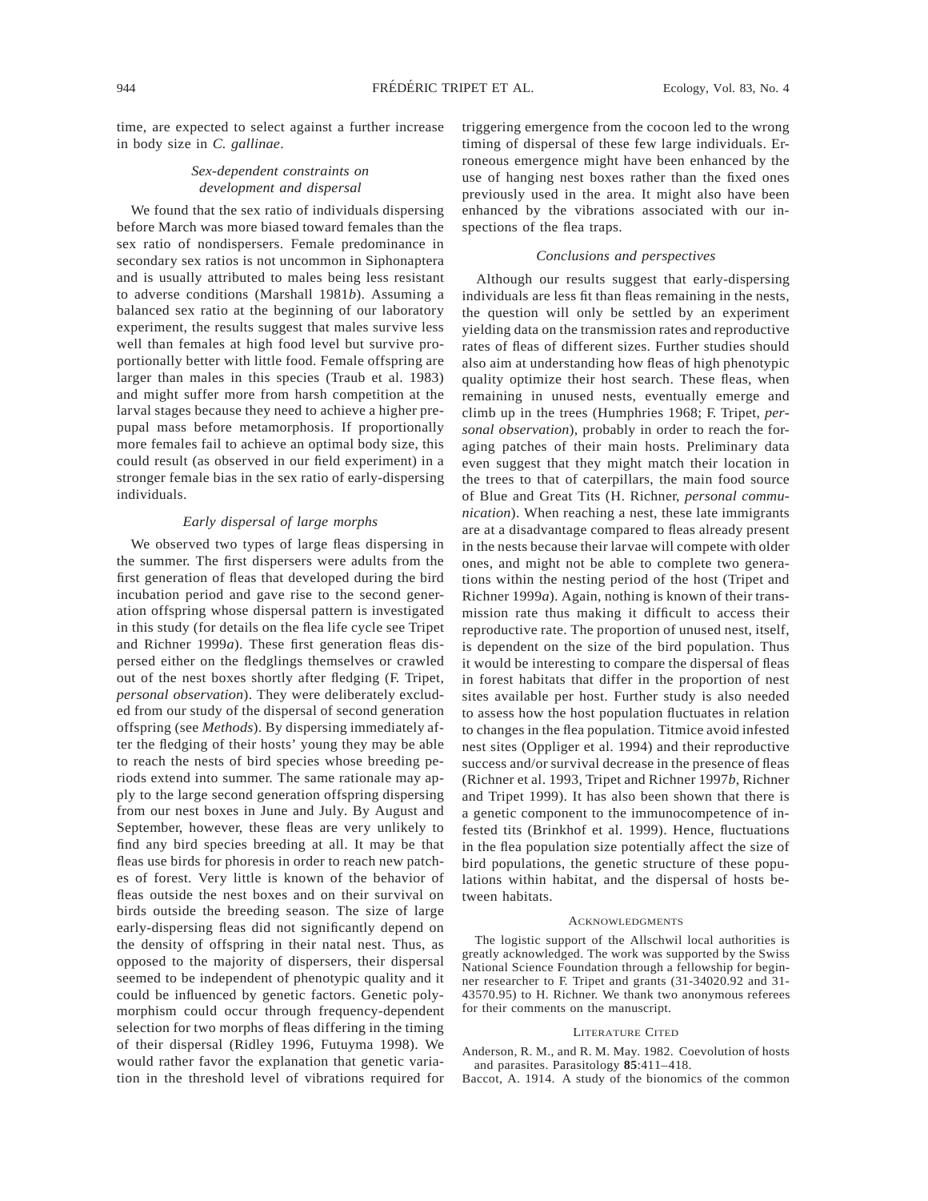time, are expected to select against a further increase in body size in *C. gallinae*.

### *Sex-dependent constraints on development and dispersal*

We found that the sex ratio of individuals dispersing before March was more biased toward females than the sex ratio of nondispersers. Female predominance in secondary sex ratios is not uncommon in Siphonaptera and is usually attributed to males being less resistant to adverse conditions (Marshall 1981*b*). Assuming a balanced sex ratio at the beginning of our laboratory experiment, the results suggest that males survive less well than females at high food level but survive proportionally better with little food. Female offspring are larger than males in this species (Traub et al. 1983) and might suffer more from harsh competition at the larval stages because they need to achieve a higher prepupal mass before metamorphosis. If proportionally more females fail to achieve an optimal body size, this could result (as observed in our field experiment) in a stronger female bias in the sex ratio of early-dispersing individuals.

### *Early dispersal of large morphs*

We observed two types of large fleas dispersing in the summer. The first dispersers were adults from the first generation of fleas that developed during the bird incubation period and gave rise to the second generation offspring whose dispersal pattern is investigated in this study (for details on the flea life cycle see Tripet and Richner 1999*a*). These first generation fleas dispersed either on the fledglings themselves or crawled out of the nest boxes shortly after fledging (F. Tripet, *personal observation*). They were deliberately excluded from our study of the dispersal of second generation offspring (see *Methods*). By dispersing immediately after the fledging of their hosts' young they may be able to reach the nests of bird species whose breeding periods extend into summer. The same rationale may apply to the large second generation offspring dispersing from our nest boxes in June and July. By August and September, however, these fleas are very unlikely to find any bird species breeding at all. It may be that fleas use birds for phoresis in order to reach new patches of forest. Very little is known of the behavior of fleas outside the nest boxes and on their survival on birds outside the breeding season. The size of large early-dispersing fleas did not significantly depend on the density of offspring in their natal nest. Thus, as opposed to the majority of dispersers, their dispersal seemed to be independent of phenotypic quality and it could be influenced by genetic factors. Genetic polymorphism could occur through frequency-dependent selection for two morphs of fleas differing in the timing of their dispersal (Ridley 1996, Futuyma 1998). We would rather favor the explanation that genetic variation in the threshold level of vibrations required for triggering emergence from the cocoon led to the wrong timing of dispersal of these few large individuals. Erroneous emergence might have been enhanced by the use of hanging nest boxes rather than the fixed ones previously used in the area. It might also have been enhanced by the vibrations associated with our inspections of the flea traps.

### *Conclusions and perspectives*

Although our results suggest that early-dispersing individuals are less fit than fleas remaining in the nests, the question will only be settled by an experiment yielding data on the transmission rates and reproductive rates of fleas of different sizes. Further studies should also aim at understanding how fleas of high phenotypic quality optimize their host search. These fleas, when remaining in unused nests, eventually emerge and climb up in the trees (Humphries 1968; F. Tripet, *personal observation*), probably in order to reach the foraging patches of their main hosts. Preliminary data even suggest that they might match their location in the trees to that of caterpillars, the main food source of Blue and Great Tits (H. Richner, *personal communication*). When reaching a nest, these late immigrants are at a disadvantage compared to fleas already present in the nests because their larvae will compete with older ones, and might not be able to complete two generations within the nesting period of the host (Tripet and Richner 1999*a*). Again, nothing is known of their transmission rate thus making it difficult to access their reproductive rate. The proportion of unused nest, itself, is dependent on the size of the bird population. Thus it would be interesting to compare the dispersal of fleas in forest habitats that differ in the proportion of nest sites available per host. Further study is also needed to assess how the host population fluctuates in relation to changes in the flea population. Titmice avoid infested nest sites (Oppliger et al. 1994) and their reproductive success and/or survival decrease in the presence of fleas (Richner et al. 1993, Tripet and Richner 1997*b*, Richner and Tripet 1999). It has also been shown that there is a genetic component to the immunocompetence of infested tits (Brinkhof et al. 1999). Hence, fluctuations in the flea population size potentially affect the size of bird populations, the genetic structure of these populations within habitat, and the dispersal of hosts between habitats.

## Acknowledgments

The logistic support of the Allschwil local authorities is greatly acknowledged. The work was supported by the Swiss National Science Foundation through a fellowship for beginner researcher to F. Tripet and grants (31-34020.92 and 31-43570.95) to H. Richner. We thank two anonymous referees for their comments on the manuscript.

## Literature Cited

Anderson, R. M., and R. M. May. 1982. Coevolution of hosts and parasites. Parasitology **85**:411–418.

Baccot, A. 1914. A study of the bionomics of the common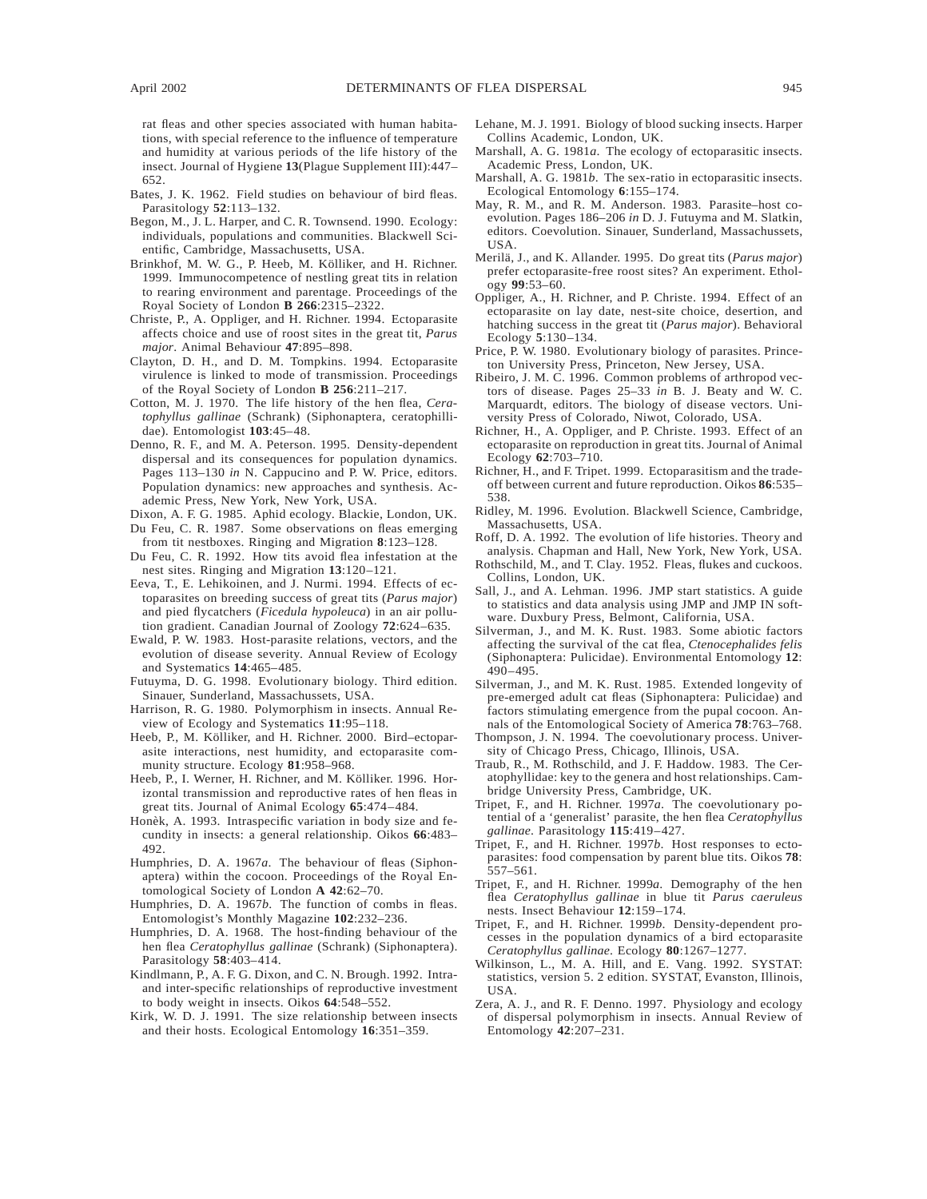rat fleas and other species associated with human habitations, with special reference to the influence of temperature and humidity at various periods of the life history of the insect. Journal of Hygiene **13**(Plague Supplement III):447–652.

Bates, J. K. 1962. Field studies on behaviour of bird fleas. Parasitology **52**:113–132.

Begon, M., J. L. Harper, and C. R. Townsend. 1990. Ecology: individuals, populations and communities. Blackwell Scientific, Cambridge, Massachusetts, USA.

Brinkhof, M. W. G., P. Heeb, M. Kölliker, and H. Richner. 1999. Immunocompetence of nestling great tits in relation to rearing environment and parentage. Proceedings of the Royal Society of London **B 266**:2315–2322.

Christe, P., A. Oppliger, and H. Richner. 1994. Ectoparasite affects choice and use of roost sites in the great tit, *Parus major*. Animal Behaviour **47**:895–898.

Clayton, D. H., and D. M. Tompkins. 1994. Ectoparasite virulence is linked to mode of transmission. Proceedings of the Royal Society of London **B 256**:211–217.

Cotton, M. J. 1970. The life history of the hen flea, *Ceratophyllus gallinae* (Schrank) (Siphonaptera, ceratophillidae). Entomologist **103**:45–48.

Denno, R. F., and M. A. Peterson. 1995. Density-dependent dispersal and its consequences for population dynamics. Pages 113–130 *in* N. Cappucino and P. W. Price, editors. Population dynamics: new approaches and synthesis. Academic Press, New York, New York, USA.

Dixon, A. F. G. 1985. Aphid ecology. Blackie, London, UK.

Du Feu, C. R. 1987. Some observations on fleas emerging from tit nestboxes. Ringing and Migration **8**:123–128.

Du Feu, C. R. 1992. How tits avoid flea infestation at the nest sites. Ringing and Migration **13**:120–121.

Eeva, T., E. Lehikoinen, and J. Nurmi. 1994. Effects of ectoparasites on breeding success of great tits (*Parus major*) and pied flycatchers (*Ficedula hypoleuca*) in an air pollution gradient. Canadian Journal of Zoology **72**:624–635.

Ewald, P. W. 1983. Host-parasite relations, vectors, and the evolution of disease severity. Annual Review of Ecology and Systematics **14**:465–485.

Futuyma, D. G. 1998. Evolutionary biology. Third edition. Sinauer, Sunderland, Massachussets, USA.

Harrison, R. G. 1980. Polymorphism in insects. Annual Review of Ecology and Systematics **11**:95–118.

Heeb, P., M. Kölliker, and H. Richner. 2000. Bird–ectoparasite interactions, nest humidity, and ectoparasite community structure. Ecology **81**:958–968.

Heeb, P., I. Werner, H. Richner, and M. Kölliker. 1996. Horizontal transmission and reproductive rates of hen fleas in great tits. Journal of Animal Ecology **65**:474–484.

Honèk, A. 1993. Intraspecific variation in body size and fecundity in insects: a general relationship. Oikos **66**:483–492.

Humphries, D. A. 1967*a*. The behaviour of fleas (Siphonaptera) within the cocoon. Proceedings of the Royal Entomological Society of London **A 42**:62–70.

Humphries, D. A. 1967*b*. The function of combs in fleas. Entomologist's Monthly Magazine **102**:232–236.

Humphries, D. A. 1968. The host-finding behaviour of the hen flea *Ceratophyllus gallinae* (Schrank) (Siphonaptera). Parasitology **58**:403–414.

Kindlmann, P., A. F. G. Dixon, and C. N. Brough. 1992. Intra- and inter-specific relationships of reproductive investment to body weight in insects. Oikos **64**:548–552.

Kirk, W. D. J. 1991. The size relationship between insects and their hosts. Ecological Entomology **16**:351–359.

Lehane, M. J. 1991. Biology of blood sucking insects. Harper Collins Academic, London, UK.

Marshall, A. G. 1981*a*. The ecology of ectoparasitic insects. Academic Press, London, UK.

Marshall, A. G. 1981*b*. The sex-ratio in ectoparasitic insects. Ecological Entomology **6**:155–174.

May, R. M., and R. M. Anderson. 1983. Parasite–host coevolution. Pages 186–206 *in* D. J. Futuyma and M. Slatkin, editors. Coevolution. Sinauer, Sunderland, Massachussets, USA.

Merilä, J., and K. Allander. 1995. Do great tits (*Parus major*) prefer ectoparasite-free roost sites? An experiment. Ethology **99**:53–60.

Oppliger, A., H. Richner, and P. Christe. 1994. Effect of an ectoparasite on lay date, nest-site choice, desertion, and hatching success in the great tit (*Parus major*). Behavioral Ecology **5**:130–134.

Price, P. W. 1980. Evolutionary biology of parasites. Princeton University Press, Princeton, New Jersey, USA.

Ribeiro, J. M. C. 1996. Common problems of arthropod vectors of disease. Pages 25–33 *in* B. J. Beaty and W. C. Marquardt, editors. The biology of disease vectors. University Press of Colorado, Niwot, Colorado, USA.

Richner, H., A. Oppliger, and P. Christe. 1993. Effect of an ectoparasite on reproduction in great tits. Journal of Animal Ecology **62**:703–710.

Richner, H., and F. Tripet. 1999. Ectoparasitism and the trade-off between current and future reproduction. Oikos **86**:535–538.

Ridley, M. 1996. Evolution. Blackwell Science, Cambridge, Massachusetts, USA.

Roff, D. A. 1992. The evolution of life histories. Theory and analysis. Chapman and Hall, New York, New York, USA.

Rothschild, M., and T. Clay. 1952. Fleas, flukes and cuckoos. Collins, London, UK.

Sall, J., and A. Lehman. 1996. JMP start statistics. A guide to statistics and data analysis using JMP and JMP IN software. Duxbury Press, Belmont, California, USA.

Silverman, J., and M. K. Rust. 1983. Some abiotic factors affecting the survival of the cat flea, *Ctenocephalides felis* (Siphonaptera: Pulicidae). Environmental Entomology **12**: 490–495.

Silverman, J., and M. K. Rust. 1985. Extended longevity of pre-emerged adult cat fleas (Siphonaptera: Pulicidae) and factors stimulating emergence from the pupal cocoon. Annals of the Entomological Society of America **78**:763–768.

Thompson, J. N. 1994. The coevolutionary process. University of Chicago Press, Chicago, Illinois, USA.

Traub, R., M. Rothschild, and J. F. Haddow. 1983. The Ceratophyllidae: key to the genera and host relationships. Cambridge University Press, Cambridge, UK.

Tripet, F., and H. Richner. 1997*a*. The coevolutionary potential of a 'generalist' parasite, the hen flea *Ceratophyllus gallinae*. Parasitology **115**:419–427.

Tripet, F., and H. Richner. 1997*b*. Host responses to ectoparasites: food compensation by parent blue tits. Oikos **78**: 557–561.

Tripet, F., and H. Richner. 1999*a*. Demography of the hen flea *Ceratophyllus gallinae* in blue tit *Parus caeruleus* nests. Insect Behaviour **12**:159–174.

Tripet, F., and H. Richner. 1999*b*. Density-dependent processes in the population dynamics of a bird ectoparasite *Ceratophyllus gallinae*. Ecology **80**:1267–1277.

Wilkinson, L., M. A. Hill, and E. Vang. 1992. SYSTAT: statistics, version 5. 2 edition. SYSTAT, Evanston, Illinois, USA.

Zera, A. J., and R. F. Denno. 1997. Physiology and ecology of dispersal polymorphism in insects. Annual Review of Entomology **42**:207–231.